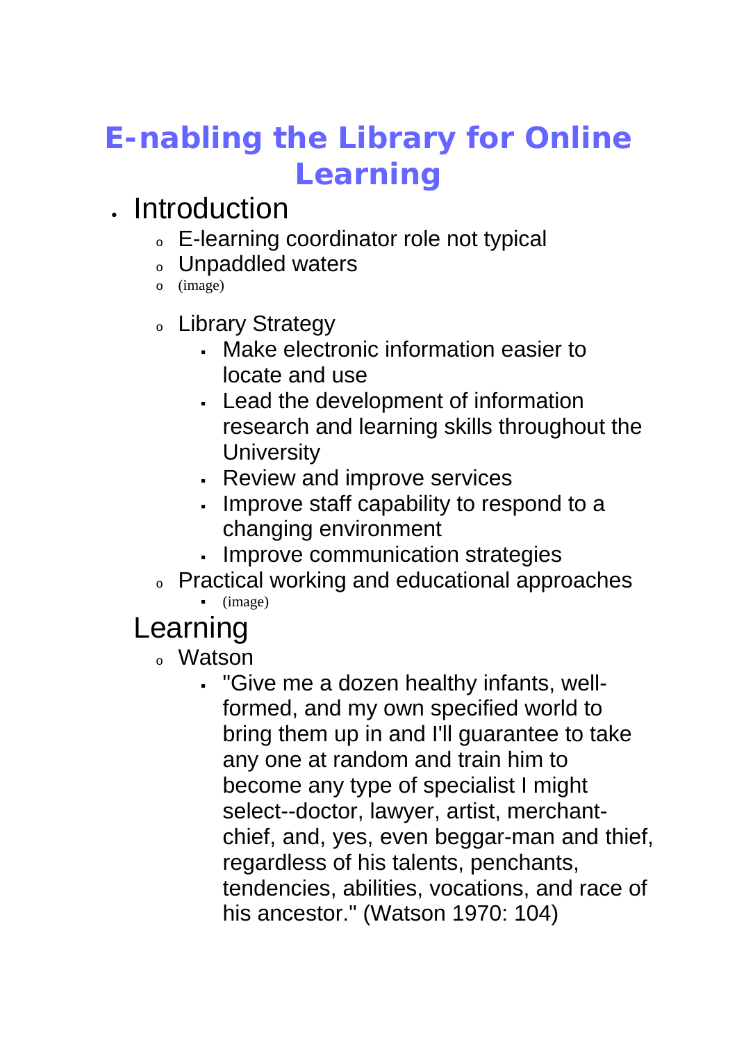# E-nabling the Library for Online Learning

- Introduction
  - E-learning coordinator role not typical
  - Unpaddled waters
  - (image)
  - Library Strategy
    - Make electronic information easier to locate and use
    - Lead the development of information research and learning skills throughout the University
    - Review and improve services
    - Improve staff capability to respond to a changing environment
    - Improve communication strategies
  - Practical working and educational approaches
    - (image)
- Learning
  - Watson
    - "Give me a dozen healthy infants, well-formed, and my own specified world to bring them up in and I'll guarantee to take any one at random and train him to become any type of specialist I might select--doctor, lawyer, artist, merchant-chief, and, yes, even beggar-man and thief, regardless of his talents, penchants, tendencies, abilities, vocations, and race of his ancestor." (Watson 1970: 104)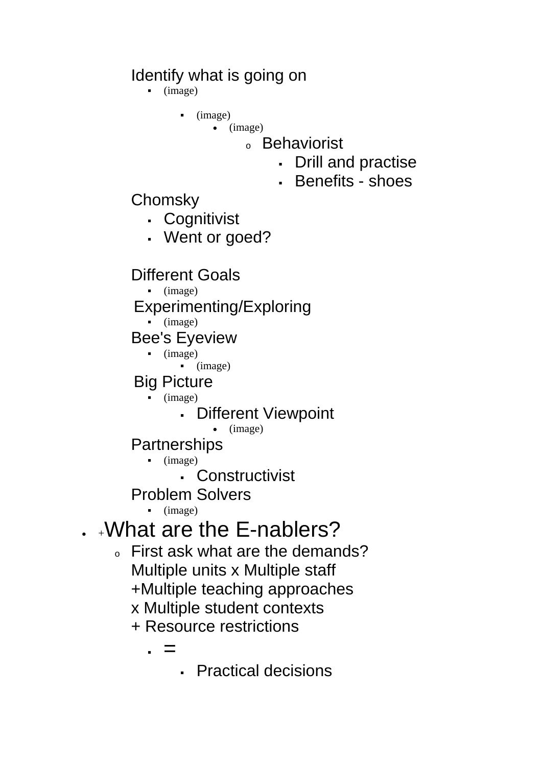Identify what is going on

- (image)
  - (image)
    - (image)
      - Behaviorist
        - Drill and practise
        - Benefits - shoes

Chomsky

- Cognitivist
- Went or goed?

Different Goals

- (image)

Experimenting/Exploring

- (image)

Bee's Eyeview

- (image)
  - (image)

Big Picture

- (image)
  - Different Viewpoint
    - (image)

Partnerships

- (image)
  - Constructivist

Problem Solvers

- (image)

- +What are the E-nablers?
  - First ask what are the demands?
    Multiple units x Multiple staff
    +Multiple teaching approaches
    x Multiple student contexts
    + Resource restrictions
    - =
      - Practical decisions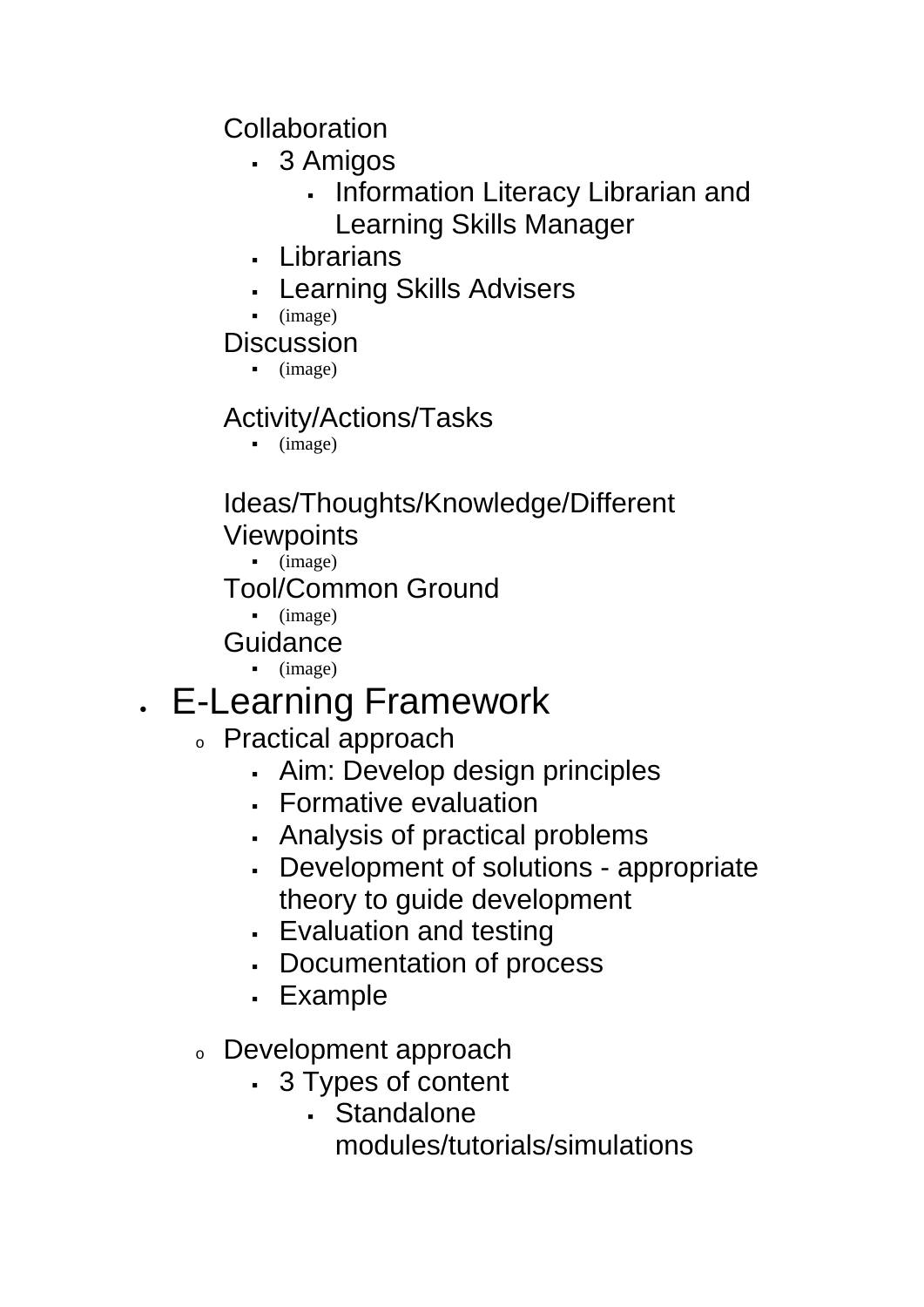- Collaboration
  - 3 Amigos
    - Information Literacy Librarian and Learning Skills Manager
  - Librarians
  - Learning Skills Advisers
  - (image)
- Discussion
  - (image)
- Activity/Actions/Tasks
  - (image)
- Ideas/Thoughts/Knowledge/Different Viewpoints
  - (image)
- Tool/Common Ground
  - (image)
- Guidance
  - (image)

- E-Learning Framework
  - Practical approach
    - Aim: Develop design principles
    - Formative evaluation
    - Analysis of practical problems
    - Development of solutions - appropriate theory to guide development
    - Evaluation and testing
    - Documentation of process
    - Example
  - Development approach
    - 3 Types of content
      - Standalone modules/tutorials/simulations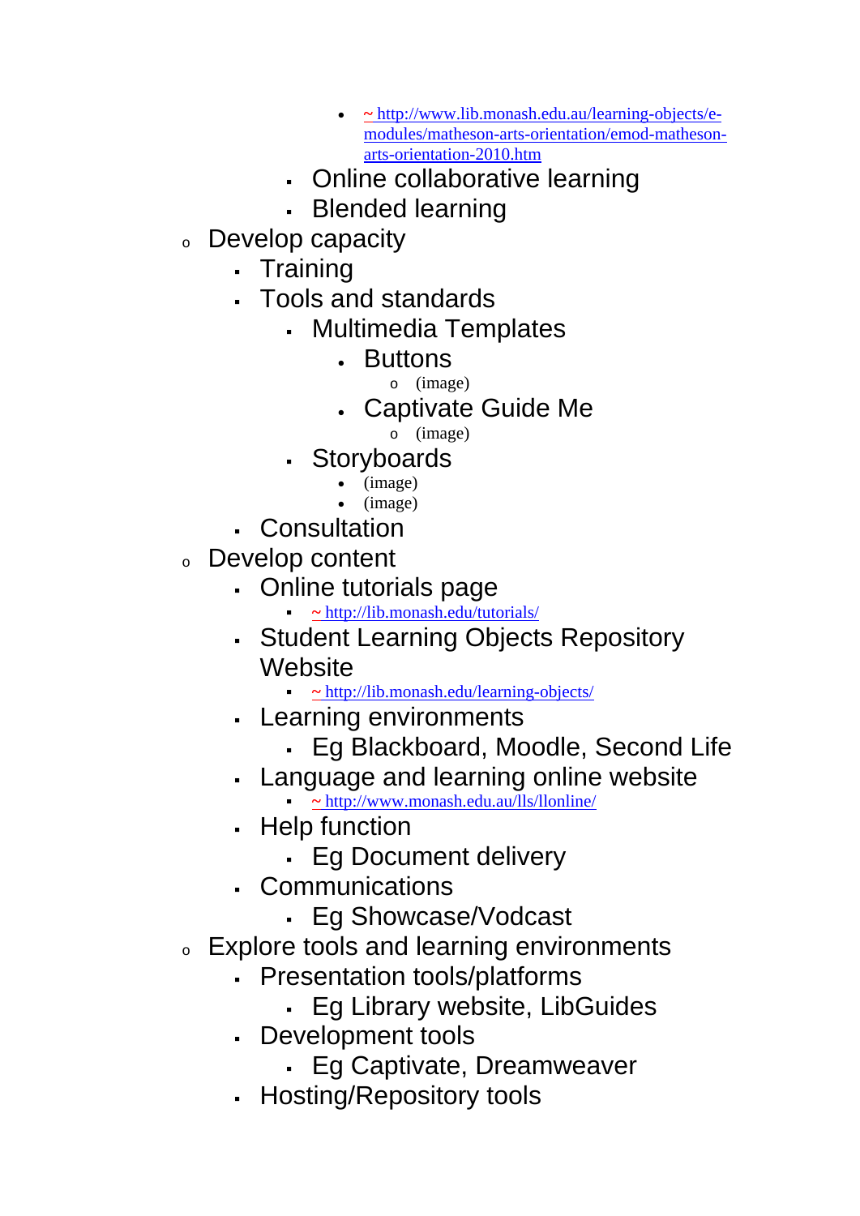- ~ http://www.lib.monash.edu.au/learning-objects/e-modules/matheson-arts-orientation/emod-matheson-arts-orientation-2010.htm
        - Online collaborative learning
        - Blended learning
- Develop capacity
    - Training
    - Tools and standards
        - Multimedia Templates
            - Buttons
                - (image)
            - Captivate Guide Me
                - (image)
        - Storyboards
            - (image)
            - (image)
    - Consultation
- Develop content
    - Online tutorials page
        - ~ http://lib.monash.edu/tutorials/
    - Student Learning Objects Repository Website
        - ~ http://lib.monash.edu/learning-objects/
    - Learning environments
        - Eg Blackboard, Moodle, Second Life
    - Language and learning online website
        - ~ http://www.monash.edu.au/lls/llonline/
    - Help function
        - Eg Document delivery
    - Communications
        - Eg Showcase/Vodcast
- Explore tools and learning environments
    - Presentation tools/platforms
        - Eg Library website, LibGuides
    - Development tools
        - Eg Captivate, Dreamweaver
    - Hosting/Repository tools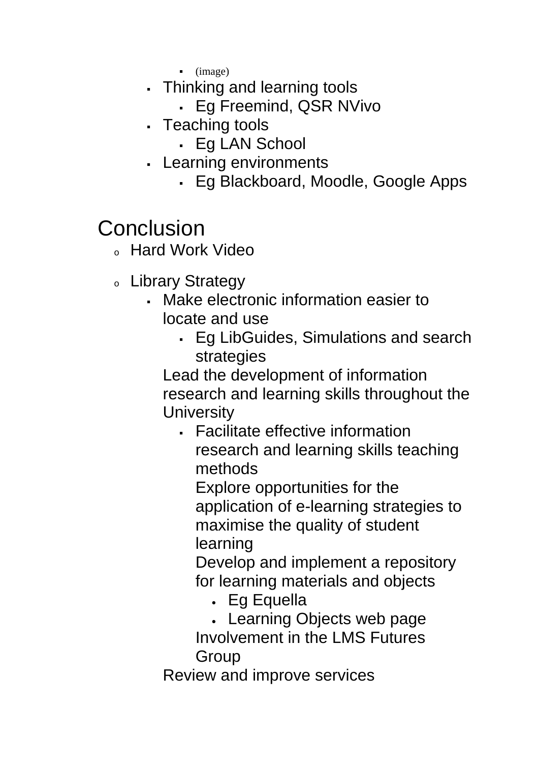- (image)
  - Thinking and learning tools
    - Eg Freemind, QSR NVivo
  - Teaching tools
    - Eg LAN School
  - Learning environments
    - Eg Blackboard, Moodle, Google Apps

# Conclusion

- Hard Work Video
- Library Strategy
  - Make electronic information easier to locate and use
    - Eg LibGuides, Simulations and search strategies
  - Lead the development of information research and learning skills throughout the University
    - Facilitate effective information research and learning skills teaching methods
    - Explore opportunities for the application of e-learning strategies to maximise the quality of student learning
    - Develop and implement a repository for learning materials and objects
      - Eg Equella
      - Learning Objects web page
    - Involvement in the LMS Futures Group
  - Review and improve services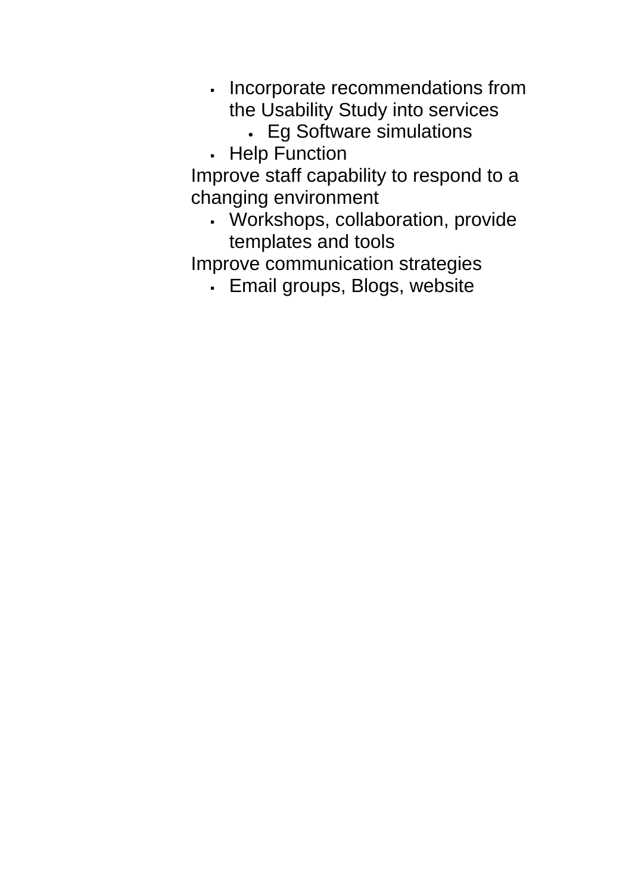- Incorporate recommendations from the Usability Study into services
    - Eg Software simulations
  - Help Function

Improve staff capability to respond to a changing environment

  - Workshops, collaboration, provide templates and tools

Improve communication strategies

  - Email groups, Blogs, website